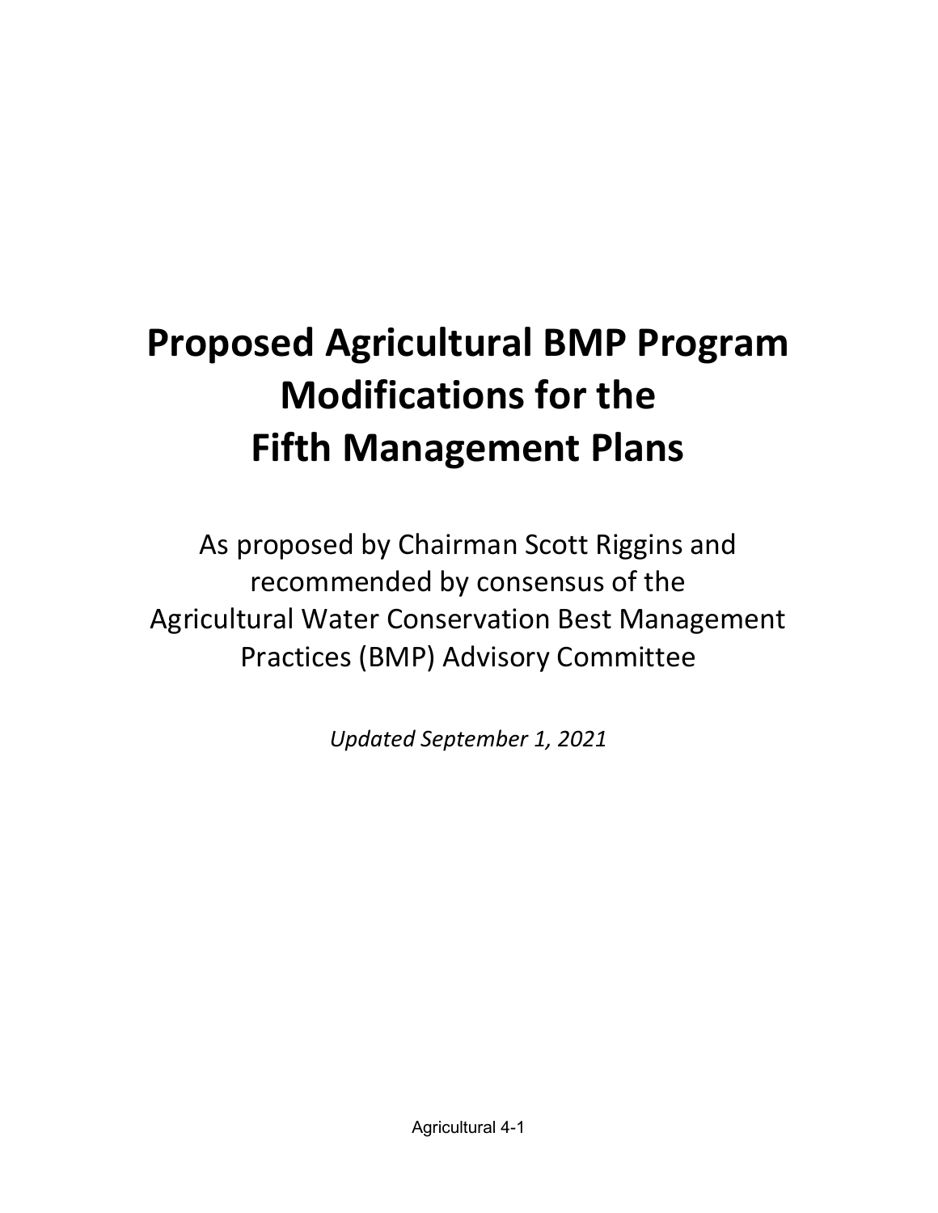# Proposed Agricultural BMP Program Modifications for the Fifth Management Plans

As proposed by Chairman Scott Riggins and recommended by consensus of the Agricultural Water Conservation Best Management Practices (BMP) Advisory Committee

*Updated September 1, 2021*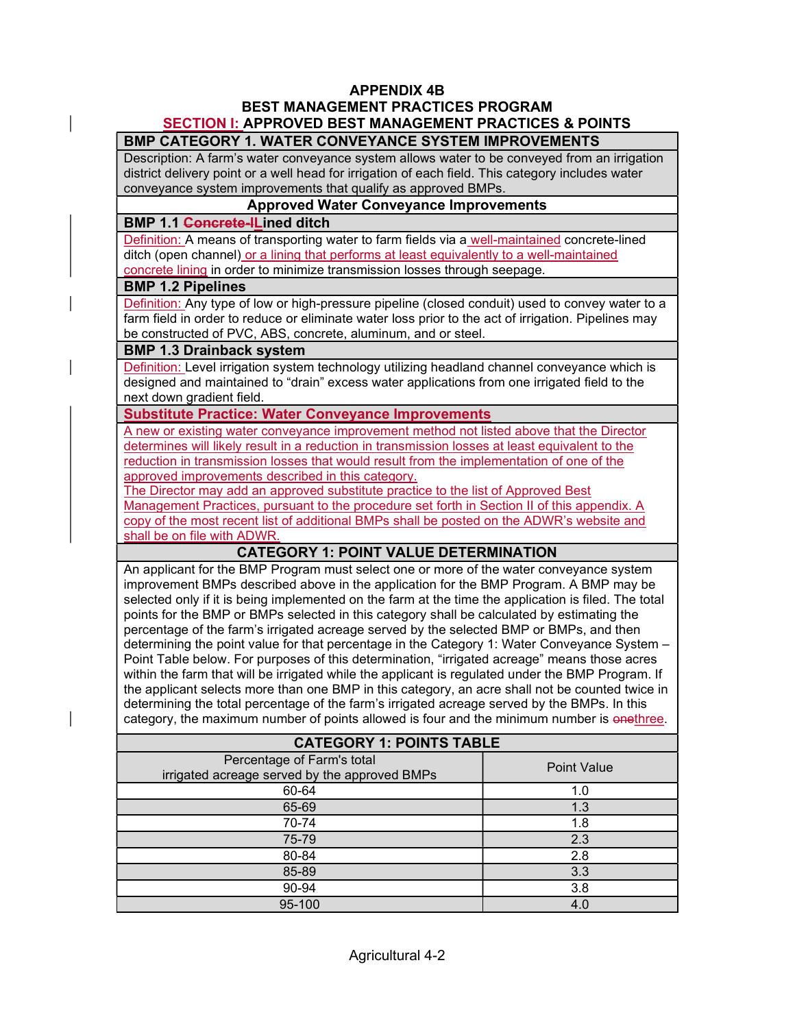# APPENDIX 4B
## BEST MANAGEMENT PRACTICES PROGRAM
## SECTION I: APPROVED BEST MANAGEMENT PRACTICES & POINTS

### BMP CATEGORY 1. WATER CONVEYANCE SYSTEM IMPROVEMENTS

Description: A farm's water conveyance system allows water to be conveyed from an irrigation district delivery point or a well head for irrigation of each field. This category includes water conveyance system improvements that qualify as approved BMPs.

#### Approved Water Conveyance Improvements

**BMP 1.1 ~~Concrete-l~~Lined ditch**

Definition: A means of transporting water to farm fields via a well-maintained concrete-lined ditch (open channel) or a lining that performs at least equivalently to a well-maintained concrete lining in order to minimize transmission losses through seepage.

**BMP 1.2 Pipelines**

Definition: Any type of low or high-pressure pipeline (closed conduit) used to convey water to a farm field in order to reduce or eliminate water loss prior to the act of irrigation. Pipelines may be constructed of PVC, ABS, concrete, aluminum, and or steel.

**BMP 1.3 Drainback system**

Definition: Level irrigation system technology utilizing headland channel conveyance which is designed and maintained to "drain" excess water applications from one irrigated field to the next down gradient field.

**Substitute Practice: Water Conveyance Improvements**

A new or existing water conveyance improvement method not listed above that the Director determines will likely result in a reduction in transmission losses at least equivalent to the reduction in transmission losses that would result from the implementation of one of the approved improvements described in this category.

The Director may add an approved substitute practice to the list of Approved Best Management Practices, pursuant to the procedure set forth in Section II of this appendix. A copy of the most recent list of additional BMPs shall be posted on the ADWR's website and shall be on file with ADWR.

#### CATEGORY 1: POINT VALUE DETERMINATION

An applicant for the BMP Program must select one or more of the water conveyance system improvement BMPs described above in the application for the BMP Program. A BMP may be selected only if it is being implemented on the farm at the time the application is filed. The total points for the BMP or BMPs selected in this category shall be calculated by estimating the percentage of the farm's irrigated acreage served by the selected BMP or BMPs, and then determining the point value for that percentage in the Category 1: Water Conveyance System – Point Table below. For purposes of this determination, "irrigated acreage" means those acres within the farm that will be irrigated while the applicant is regulated under the BMP Program. If the applicant selects more than one BMP in this category, an acre shall not be counted twice in determining the total percentage of the farm's irrigated acreage served by the BMPs. In this category, the maximum number of points allowed is four and the minimum number is ~~one~~three.

#### CATEGORY 1: POINTS TABLE

| Percentage of Farm's total irrigated acreage served by the approved BMPs | Point Value |
|---|---|
| 60-64 | 1.0 |
| 65-69 | 1.3 |
| 70-74 | 1.8 |
| 75-79 | 2.3 |
| 80-84 | 2.8 |
| 85-89 | 3.3 |
| 90-94 | 3.8 |
| 95-100 | 4.0 |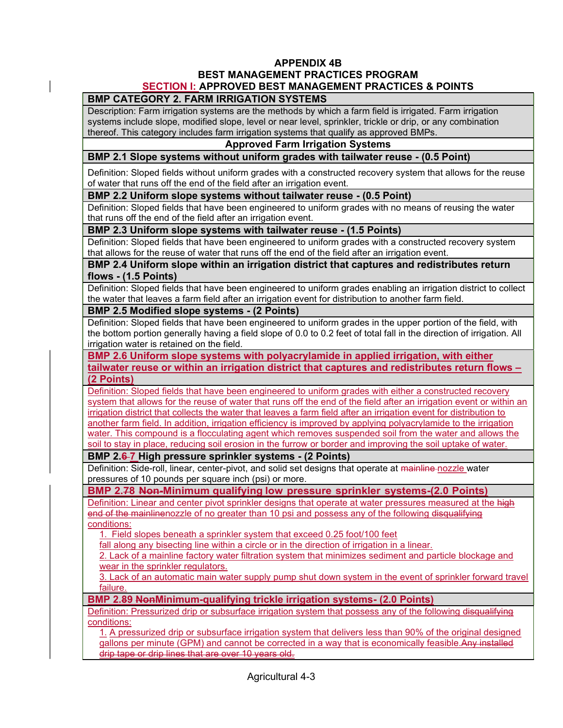# APPENDIX 4B
## BEST MANAGEMENT PRACTICES PROGRAM
## SECTION I: APPROVED BEST MANAGEMENT PRACTICES & POINTS

### BMP CATEGORY 2. FARM IRRIGATION SYSTEMS

Description: Farm irrigation systems are the methods by which a farm field is irrigated. Farm irrigation systems include slope, modified slope, level or near level, sprinkler, trickle or drip, or any combination thereof. This category includes farm irrigation systems that qualify as approved BMPs.

**Approved Farm Irrigation Systems**

**BMP 2.1 Slope systems without uniform grades with tailwater reuse - (0.5 Point)**

Definition: Sloped fields without uniform grades with a constructed recovery system that allows for the reuse of water that runs off the end of the field after an irrigation event.

**BMP 2.2 Uniform slope systems without tailwater reuse - (0.5 Point)**

Definition: Sloped fields that have been engineered to uniform grades with no means of reusing the water that runs off the end of the field after an irrigation event.

**BMP 2.3 Uniform slope systems with tailwater reuse - (1.5 Points)**

Definition: Sloped fields that have been engineered to uniform grades with a constructed recovery system that allows for the reuse of water that runs off the end of the field after an irrigation event.

**BMP 2.4 Uniform slope within an irrigation district that captures and redistributes return flows - (1.5 Points)**

Definition: Sloped fields that have been engineered to uniform grades enabling an irrigation district to collect the water that leaves a farm field after an irrigation event for distribution to another farm field.

**BMP 2.5 Modified slope systems - (2 Points)**

Definition: Sloped fields that have been engineered to uniform grades in the upper portion of the field, with the bottom portion generally having a field slope of 0.0 to 0.2 feet of total fall in the direction of irrigation. All irrigation water is retained on the field.

**BMP 2.6 Uniform slope systems with polyacrylamide in applied irrigation, with either tailwater reuse or within an irrigation district that captures and redistributes return flows – (2 Points)**

Definition: Sloped fields that have been engineered to uniform grades with either a constructed recovery system that allows for the reuse of water that runs off the end of the field after an irrigation event or within an irrigation district that collects the water that leaves a farm field after an irrigation event for distribution to another farm field. In addition, irrigation efficiency is improved by applying polyacrylamide to the irrigation water. This compound is a flocculating agent which removes suspended soil from the water and allows the soil to stay in place, reducing soil erosion in the furrow or border and improving the soil uptake of water.

**BMP 2.~~6~~ 7 High pressure sprinkler systems - (2 Points)**

Definition: Side-roll, linear, center-pivot, and solid set designs that operate at ~~mainline~~ nozzle water pressures of 10 pounds per square inch (psi) or more.

**BMP 2.~~7~~8 ~~Non-~~Minimum qualifying low pressure sprinkler systems-(2.0 Points)**

Definition: Linear and center pivot sprinkler designs that operate at water pressures measured at the ~~high end of the mainline~~nozzle of no greater than 10 psi and possess any of the following ~~disqualifying~~ conditions:

1. Field slopes beneath a sprinkler system that exceed 0.25 foot/100 feet fall along any bisecting line within a circle or in the direction of irrigation in a linear.
2. Lack of a mainline factory water filtration system that minimizes sediment and particle blockage and wear in the sprinkler regulators.
3. Lack of an automatic main water supply pump shut down system in the event of sprinkler forward travel failure.

**BMP 2.~~8~~9 ~~Non~~Minimum-qualifying trickle irrigation systems- (2.0 Points)**

Definition: Pressurized drip or subsurface irrigation system that possess any of the following ~~disqualifying~~ conditions:

1. A pressurized drip or subsurface irrigation system that delivers less than 90% of the original designed gallons per minute (GPM) and cannot be corrected in a way that is economically feasible.~~Any installed drip tape or drip lines that are over 10 years old.~~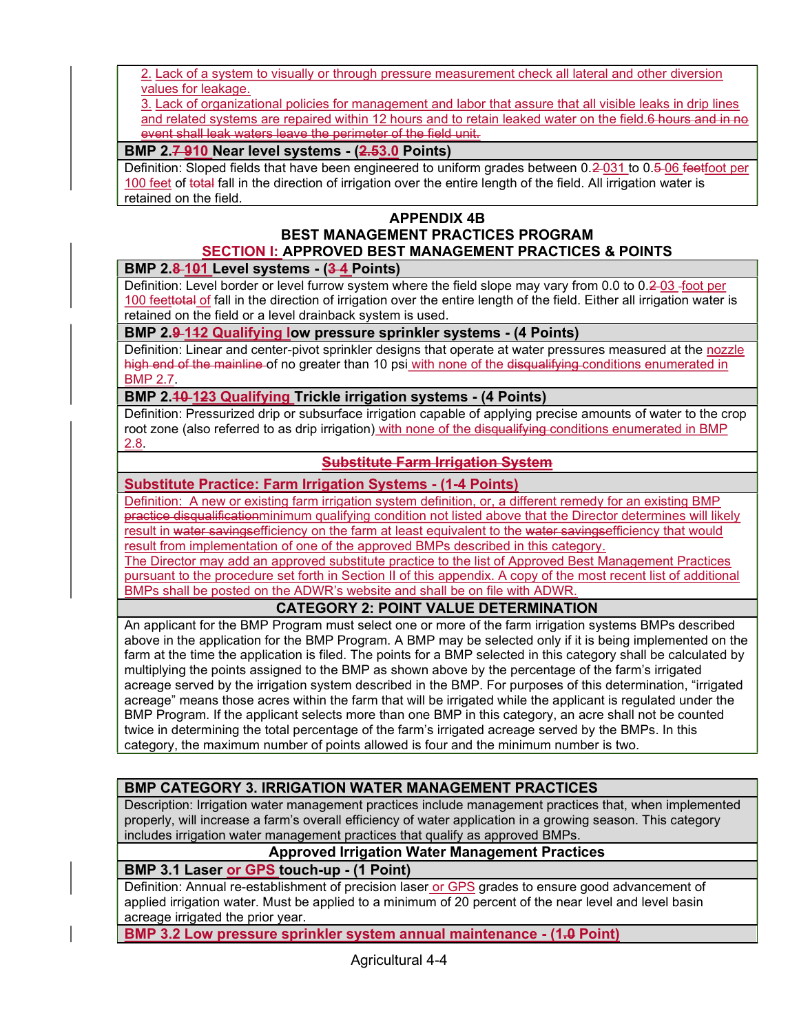2. Lack of a system to visually or through pressure measurement check all lateral and other diversion values for leakage.
3. Lack of organizational policies for management and labor that assure that all visible leaks in drip lines and related systems are repaired within 12 hours and to retain leaked water on the field.~~6 hours and in no event shall leak waters leave the perimeter of the field unit.~~

**BMP 2.~~7~~ ~~9~~10 Near level systems - (~~2.5~~3.0 Points)**

Definition: Sloped fields that have been engineered to uniform grades between 0.~~2~~ 031 to 0.~~5~~ 06 ~~feet~~foot per 100 feet of ~~total~~ fall in the direction of irrigation over the entire length of the field. All irrigation water is retained on the field.

## APPENDIX 4B
## BEST MANAGEMENT PRACTICES PROGRAM
## SECTION I: APPROVED BEST MANAGEMENT PRACTICES & POINTS

**BMP 2.~~8~~ ~~10~~1 Level systems - (~~3~~ 4 Points)**

Definition: Level border or level furrow system where the field slope may vary from 0.0 to 0.~~2~~ 03 foot per 100 feet~~total~~ of fall in the direction of irrigation over the entire length of the field. Either all irrigation water is retained on the field or a level drainback system is used.

**BMP 2.~~9~~ ~~11~~2 Qualifying low pressure sprinkler systems - (4 Points)**

Definition: Linear and center-pivot sprinkler designs that operate at water pressures measured at the nozzle ~~high end of the mainline~~ of no greater than 10 psi with none of the ~~disqualifying~~ conditions enumerated in BMP 2.7.

**BMP 2.~~10~~ ~~12~~3 Qualifying Trickle irrigation systems - (4 Points)**

Definition: Pressurized drip or subsurface irrigation capable of applying precise amounts of water to the crop root zone (also referred to as drip irrigation) with none of the ~~disqualifying~~ conditions enumerated in BMP 2.8.

~~**Substitute Farm Irrigation System**~~

**Substitute Practice: Farm Irrigation Systems - (1-4 Points)**

Definition: A new or existing farm irrigation system definition, or, a different remedy for an existing BMP ~~practice disqualification~~minimum qualifying condition not listed above that the Director determines will likely result in ~~water savings~~efficiency on the farm at least equivalent to the ~~water savings~~efficiency that would result from implementation of one of the approved BMPs described in this category.
The Director may add an approved substitute practice to the list of Approved Best Management Practices pursuant to the procedure set forth in Section II of this appendix. A copy of the most recent list of additional BMPs shall be posted on the ADWR's website and shall be on file with ADWR.

**CATEGORY 2: POINT VALUE DETERMINATION**

An applicant for the BMP Program must select one or more of the farm irrigation systems BMPs described above in the application for the BMP Program. A BMP may be selected only if it is being implemented on the farm at the time the application is filed. The points for a BMP selected in this category shall be calculated by multiplying the points assigned to the BMP as shown above by the percentage of the farm's irrigated acreage served by the irrigation system described in the BMP. For purposes of this determination, "irrigated acreage" means those acres within the farm that will be irrigated while the applicant is regulated under the BMP Program. If the applicant selects more than one BMP in this category, an acre shall not be counted twice in determining the total percentage of the farm's irrigated acreage served by the BMPs. In this category, the maximum number of points allowed is four and the minimum number is two.

**BMP CATEGORY 3. IRRIGATION WATER MANAGEMENT PRACTICES**

Description: Irrigation water management practices include management practices that, when implemented properly, will increase a farm's overall efficiency of water application in a growing season. This category includes irrigation water management practices that qualify as approved BMPs.

**Approved Irrigation Water Management Practices**

**BMP 3.1 Laser or GPS touch-up - (1 Point)**

Definition: Annual re-establishment of precision laser or GPS grades to ensure good advancement of applied irrigation water. Must be applied to a minimum of 20 percent of the near level and level basin acreage irrigated the prior year.

**BMP 3.2 Low pressure sprinkler system annual maintenance - (1.~~0~~ Point)**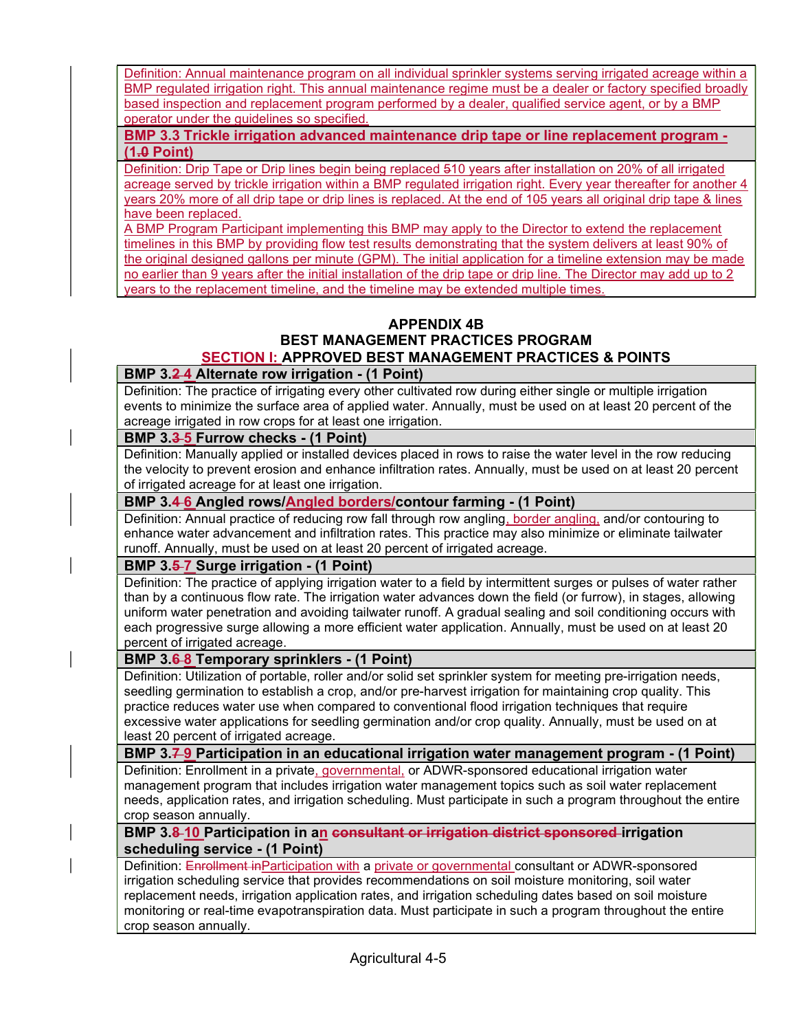Definition: Annual maintenance program on all individual sprinkler systems serving irrigated acreage within a BMP regulated irrigation right. This annual maintenance regime must be a dealer or factory specified broadly based inspection and replacement program performed by a dealer, qualified service agent, or by a BMP operator under the guidelines so specified.

**BMP 3.3 Trickle irrigation advanced maintenance drip tape or line replacement program - (1.0 Point)**

Definition: Drip Tape or Drip lines begin being replaced 510 years after installation on 20% of all irrigated acreage served by trickle irrigation within a BMP regulated irrigation right. Every year thereafter for another 4 years 20% more of all drip tape or drip lines is replaced. At the end of 105 years all original drip tape & lines have been replaced.

A BMP Program Participant implementing this BMP may apply to the Director to extend the replacement timelines in this BMP by providing flow test results demonstrating that the system delivers at least 90% of the original designed gallons per minute (GPM). The initial application for a timeline extension may be made no earlier than 9 years after the initial installation of the drip tape or drip line. The Director may add up to 2 years to the replacement timeline, and the timeline may be extended multiple times.

## APPENDIX 4B
## BEST MANAGEMENT PRACTICES PROGRAM
## SECTION I: APPROVED BEST MANAGEMENT PRACTICES & POINTS

**BMP 3.2 4 Alternate row irrigation - (1 Point)**

Definition: The practice of irrigating every other cultivated row during either single or multiple irrigation events to minimize the surface area of applied water. Annually, must be used on at least 20 percent of the acreage irrigated in row crops for at least one irrigation.

**BMP 3.3 5 Furrow checks - (1 Point)**

Definition: Manually applied or installed devices placed in rows to raise the water level in the row reducing the velocity to prevent erosion and enhance infiltration rates. Annually, must be used on at least 20 percent of irrigated acreage for at least one irrigation.

**BMP 3.4 6 Angled rows/Angled borders/contour farming - (1 Point)**

Definition: Annual practice of reducing row fall through row angling, border angling, and/or contouring to enhance water advancement and infiltration rates. This practice may also minimize or eliminate tailwater runoff. Annually, must be used on at least 20 percent of irrigated acreage.

**BMP 3.5 7 Surge irrigation - (1 Point)**

Definition: The practice of applying irrigation water to a field by intermittent surges or pulses of water rather than by a continuous flow rate. The irrigation water advances down the field (or furrow), in stages, allowing uniform water penetration and avoiding tailwater runoff. A gradual sealing and soil conditioning occurs with each progressive surge allowing a more efficient water application. Annually, must be used on at least 20 percent of irrigated acreage.

**BMP 3.6 8 Temporary sprinklers - (1 Point)**

Definition: Utilization of portable, roller and/or solid set sprinkler system for meeting pre-irrigation needs, seedling germination to establish a crop, and/or pre-harvest irrigation for maintaining crop quality. This practice reduces water use when compared to conventional flood irrigation techniques that require excessive water applications for seedling germination and/or crop quality. Annually, must be used on at least 20 percent of irrigated acreage.

**BMP 3.7 9 Participation in an educational irrigation water management program - (1 Point)**

Definition: Enrollment in a private, governmental, or ADWR-sponsored educational irrigation water management program that includes irrigation water management topics such as soil water replacement needs, application rates, and irrigation scheduling. Must participate in such a program throughout the entire crop season annually.

**BMP 3.8 10 Participation in an ~~consultant or irrigation district sponsored~~ irrigation scheduling service - (1 Point)**

Definition: ~~Enrollment in~~Participation with a private or governmental consultant or ADWR-sponsored irrigation scheduling service that provides recommendations on soil moisture monitoring, soil water replacement needs, irrigation application rates, and irrigation scheduling dates based on soil moisture monitoring or real-time evapotranspiration data. Must participate in such a program throughout the entire crop season annually.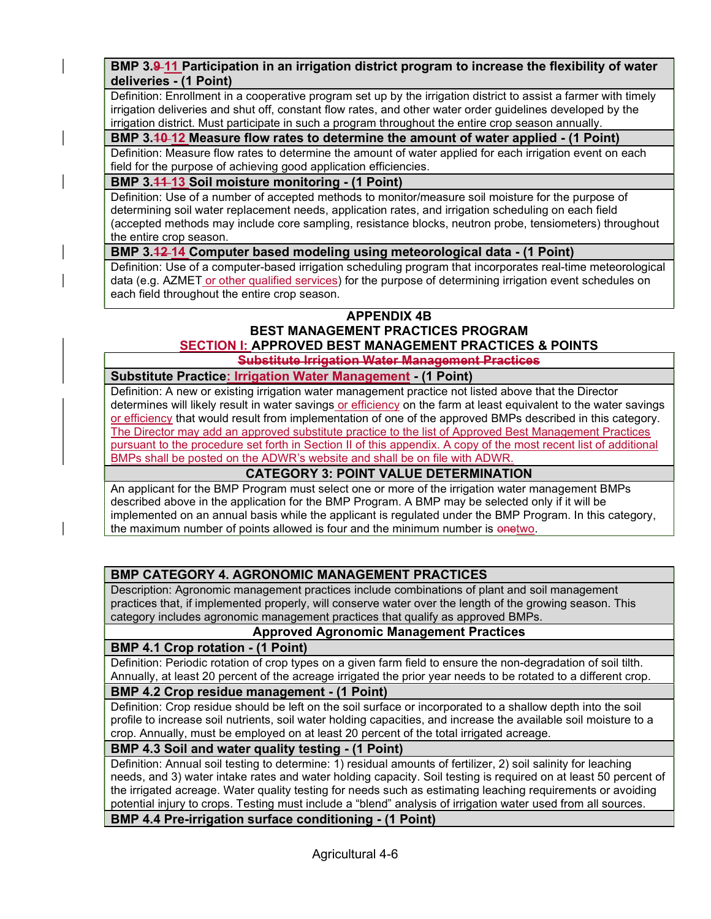**BMP 3.~~9~~ 11 Participation in an irrigation district program to increase the flexibility of water deliveries - (1 Point)**

Definition: Enrollment in a cooperative program set up by the irrigation district to assist a farmer with timely irrigation deliveries and shut off, constant flow rates, and other water order guidelines developed by the irrigation district. Must participate in such a program throughout the entire crop season annually.

**BMP 3.~~10~~ 12 Measure flow rates to determine the amount of water applied - (1 Point)**

Definition: Measure flow rates to determine the amount of water applied for each irrigation event on each field for the purpose of achieving good application efficiencies.

**BMP 3.~~11~~ 13 Soil moisture monitoring - (1 Point)**

Definition: Use of a number of accepted methods to monitor/measure soil moisture for the purpose of determining soil water replacement needs, application rates, and irrigation scheduling on each field (accepted methods may include core sampling, resistance blocks, neutron probe, tensiometers) throughout the entire crop season.

**BMP 3.~~12~~ 14 Computer based modeling using meteorological data - (1 Point)**

Definition: Use of a computer-based irrigation scheduling program that incorporates real-time meteorological data (e.g. AZMET or other qualified services) for the purpose of determining irrigation event schedules on each field throughout the entire crop season.

## APPENDIX 4B
## BEST MANAGEMENT PRACTICES PROGRAM
## SECTION I: APPROVED BEST MANAGEMENT PRACTICES & POINTS

~~**Substitute Irrigation Water Management Practices**~~

**Substitute Practice: Irrigation Water Management - (1 Point)**

Definition: A new or existing irrigation water management practice not listed above that the Director determines will likely result in water savings or efficiency on the farm at least equivalent to the water savings or efficiency that would result from implementation of one of the approved BMPs described in this category. The Director may add an approved substitute practice to the list of Approved Best Management Practices pursuant to the procedure set forth in Section II of this appendix. A copy of the most recent list of additional BMPs shall be posted on the ADWR's website and shall be on file with ADWR.

**CATEGORY 3: POINT VALUE DETERMINATION**

An applicant for the BMP Program must select one or more of the irrigation water management BMPs described above in the application for the BMP Program. A BMP may be selected only if it will be implemented on an annual basis while the applicant is regulated under the BMP Program. In this category, the maximum number of points allowed is four and the minimum number is ~~one~~two.

**BMP CATEGORY 4. AGRONOMIC MANAGEMENT PRACTICES**

Description: Agronomic management practices include combinations of plant and soil management practices that, if implemented properly, will conserve water over the length of the growing season. This category includes agronomic management practices that qualify as approved BMPs.

**Approved Agronomic Management Practices**

**BMP 4.1 Crop rotation - (1 Point)**

Definition: Periodic rotation of crop types on a given farm field to ensure the non-degradation of soil tilth. Annually, at least 20 percent of the acreage irrigated the prior year needs to be rotated to a different crop.

**BMP 4.2 Crop residue management - (1 Point)**

Definition: Crop residue should be left on the soil surface or incorporated to a shallow depth into the soil profile to increase soil nutrients, soil water holding capacities, and increase the available soil moisture to a crop. Annually, must be employed on at least 20 percent of the total irrigated acreage.

**BMP 4.3 Soil and water quality testing - (1 Point)**

Definition: Annual soil testing to determine: 1) residual amounts of fertilizer, 2) soil salinity for leaching needs, and 3) water intake rates and water holding capacity. Soil testing is required on at least 50 percent of the irrigated acreage. Water quality testing for needs such as estimating leaching requirements or avoiding potential injury to crops. Testing must include a "blend" analysis of irrigation water used from all sources.

**BMP 4.4 Pre-irrigation surface conditioning - (1 Point)**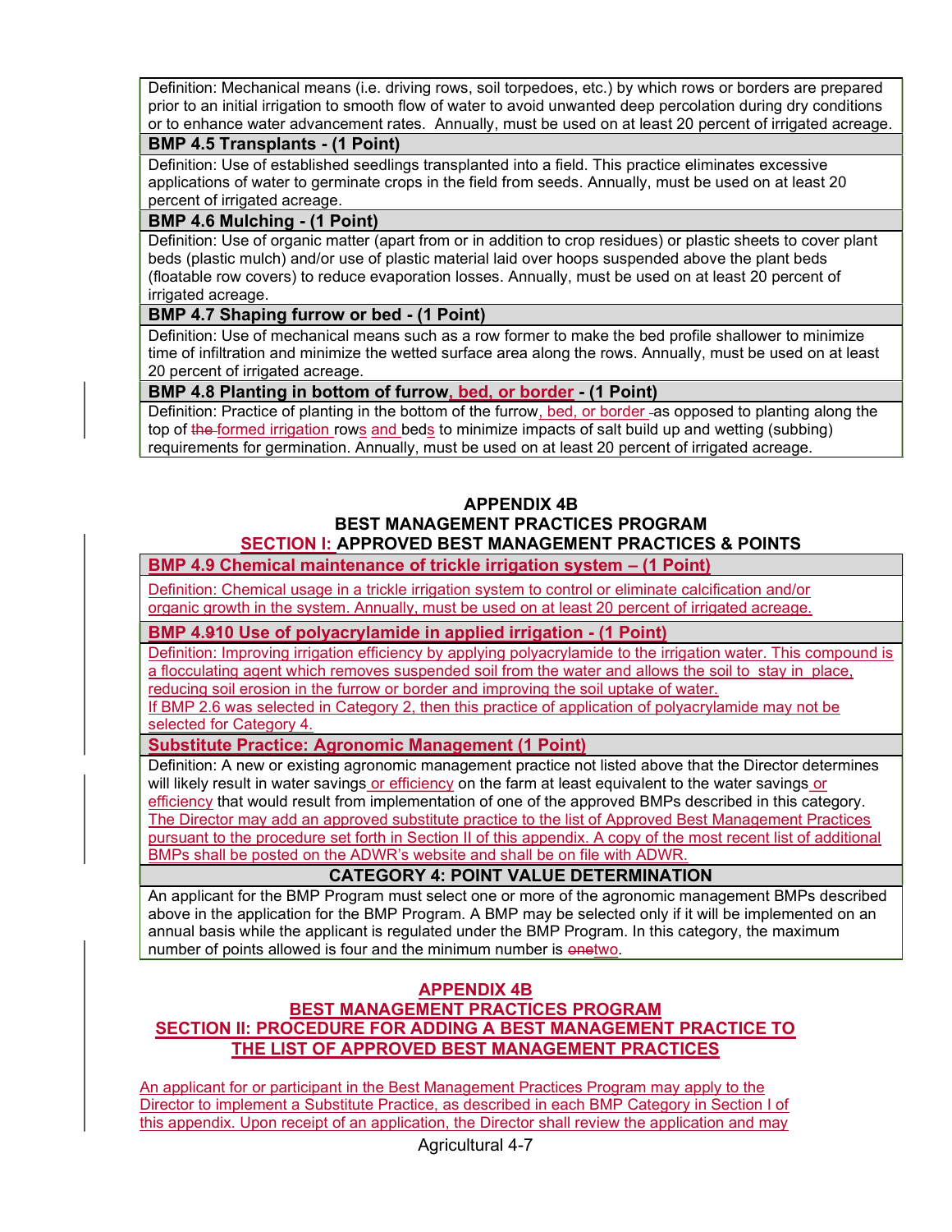Definition: Mechanical means (i.e. driving rows, soil torpedoes, etc.) by which rows or borders are prepared prior to an initial irrigation to smooth flow of water to avoid unwanted deep percolation during dry conditions or to enhance water advancement rates. Annually, must be used on at least 20 percent of irrigated acreage.

**BMP 4.5 Transplants - (1 Point)**

Definition: Use of established seedlings transplanted into a field. This practice eliminates excessive applications of water to germinate crops in the field from seeds. Annually, must be used on at least 20 percent of irrigated acreage.

**BMP 4.6 Mulching - (1 Point)**

Definition: Use of organic matter (apart from or in addition to crop residues) or plastic sheets to cover plant beds (plastic mulch) and/or use of plastic material laid over hoops suspended above the plant beds (floatable row covers) to reduce evaporation losses. Annually, must be used on at least 20 percent of irrigated acreage.

**BMP 4.7 Shaping furrow or bed - (1 Point)**

Definition: Use of mechanical means such as a row former to make the bed profile shallower to minimize time of infiltration and minimize the wetted surface area along the rows. Annually, must be used on at least 20 percent of irrigated acreage.

**BMP 4.8 Planting in bottom of furrow, bed, or border - (1 Point)**

Definition: Practice of planting in the bottom of the furrow, bed, or border as opposed to planting along the top of ~~the~~ formed irrigation rows and beds to minimize impacts of salt build up and wetting (subbing) requirements for germination. Annually, must be used on at least 20 percent of irrigated acreage.

## APPENDIX 4B
## BEST MANAGEMENT PRACTICES PROGRAM
## SECTION I: APPROVED BEST MANAGEMENT PRACTICES & POINTS

**BMP 4.9 Chemical maintenance of trickle irrigation system – (1 Point)**

Definition: Chemical usage in a trickle irrigation system to control or eliminate calcification and/or organic growth in the system. Annually, must be used on at least 20 percent of irrigated acreage.

**BMP 4.~~9~~10 Use of polyacrylamide in applied irrigation - (1 Point)**

Definition: Improving irrigation efficiency by applying polyacrylamide to the irrigation water. This compound is a flocculating agent which removes suspended soil from the water and allows the soil to stay in place, reducing soil erosion in the furrow or border and improving the soil uptake of water.
If BMP 2.6 was selected in Category 2, then this practice of application of polyacrylamide may not be selected for Category 4.

**Substitute Practice: Agronomic Management (1 Point)**

Definition: A new or existing agronomic management practice not listed above that the Director determines will likely result in water savings or efficiency on the farm at least equivalent to the water savings or efficiency that would result from implementation of one of the approved BMPs described in this category. The Director may add an approved substitute practice to the list of Approved Best Management Practices pursuant to the procedure set forth in Section II of this appendix. A copy of the most recent list of additional BMPs shall be posted on the ADWR's website and shall be on file with ADWR.

**CATEGORY 4: POINT VALUE DETERMINATION**

An applicant for the BMP Program must select one or more of the agronomic management BMPs described above in the application for the BMP Program. A BMP may be selected only if it will be implemented on an annual basis while the applicant is regulated under the BMP Program. In this category, the maximum number of points allowed is four and the minimum number is ~~one~~two.

## APPENDIX 4B
## BEST MANAGEMENT PRACTICES PROGRAM
## SECTION II: PROCEDURE FOR ADDING A BEST MANAGEMENT PRACTICE TO THE LIST OF APPROVED BEST MANAGEMENT PRACTICES

An applicant for or participant in the Best Management Practices Program may apply to the Director to implement a Substitute Practice, as described in each BMP Category in Section I of this appendix. Upon receipt of an application, the Director shall review the application and may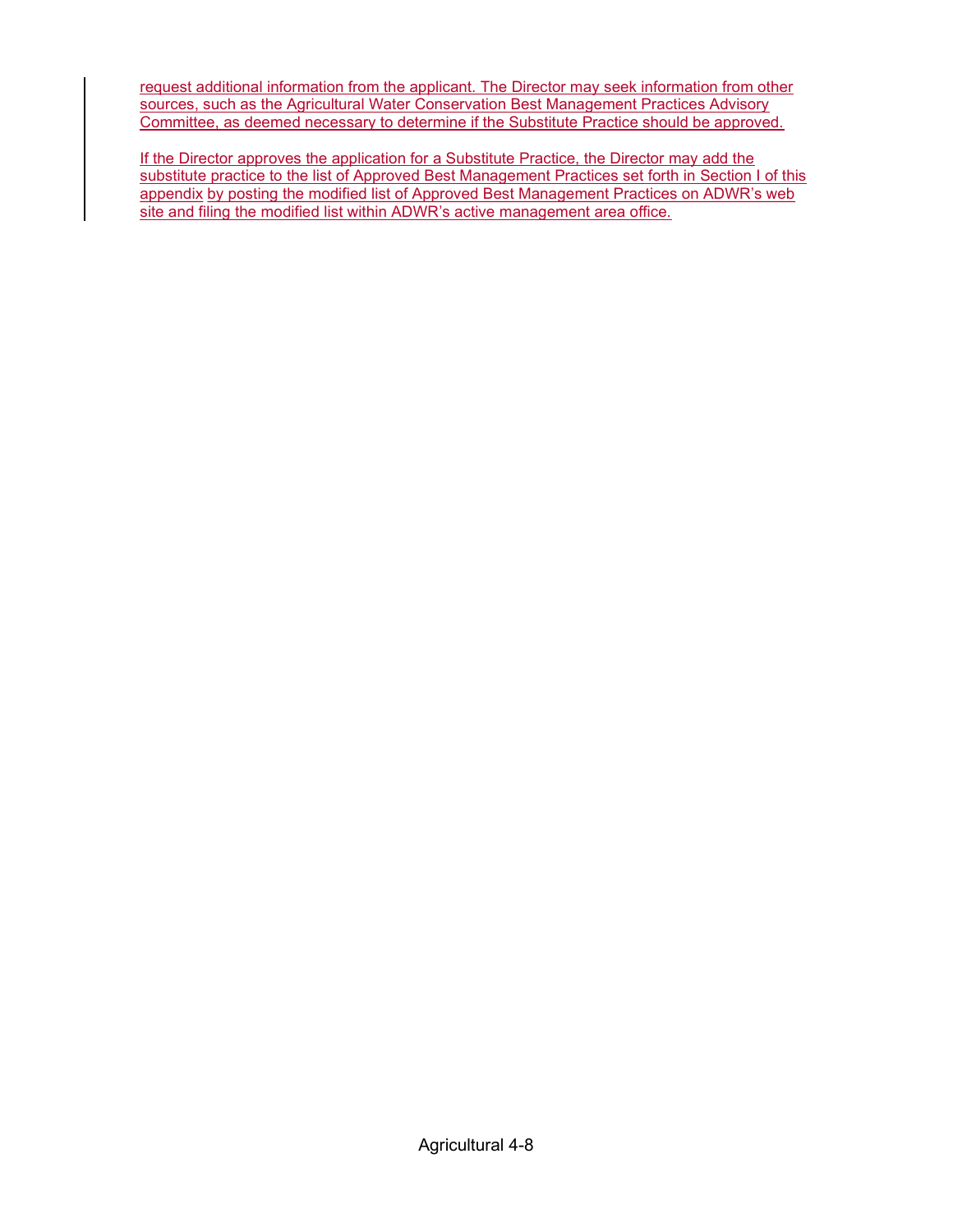request additional information from the applicant. The Director may seek information from other sources, such as the Agricultural Water Conservation Best Management Practices Advisory Committee, as deemed necessary to determine if the Substitute Practice should be approved.

If the Director approves the application for a Substitute Practice, the Director may add the substitute practice to the list of Approved Best Management Practices set forth in Section I of this appendix by posting the modified list of Approved Best Management Practices on ADWR's web site and filing the modified list within ADWR's active management area office.